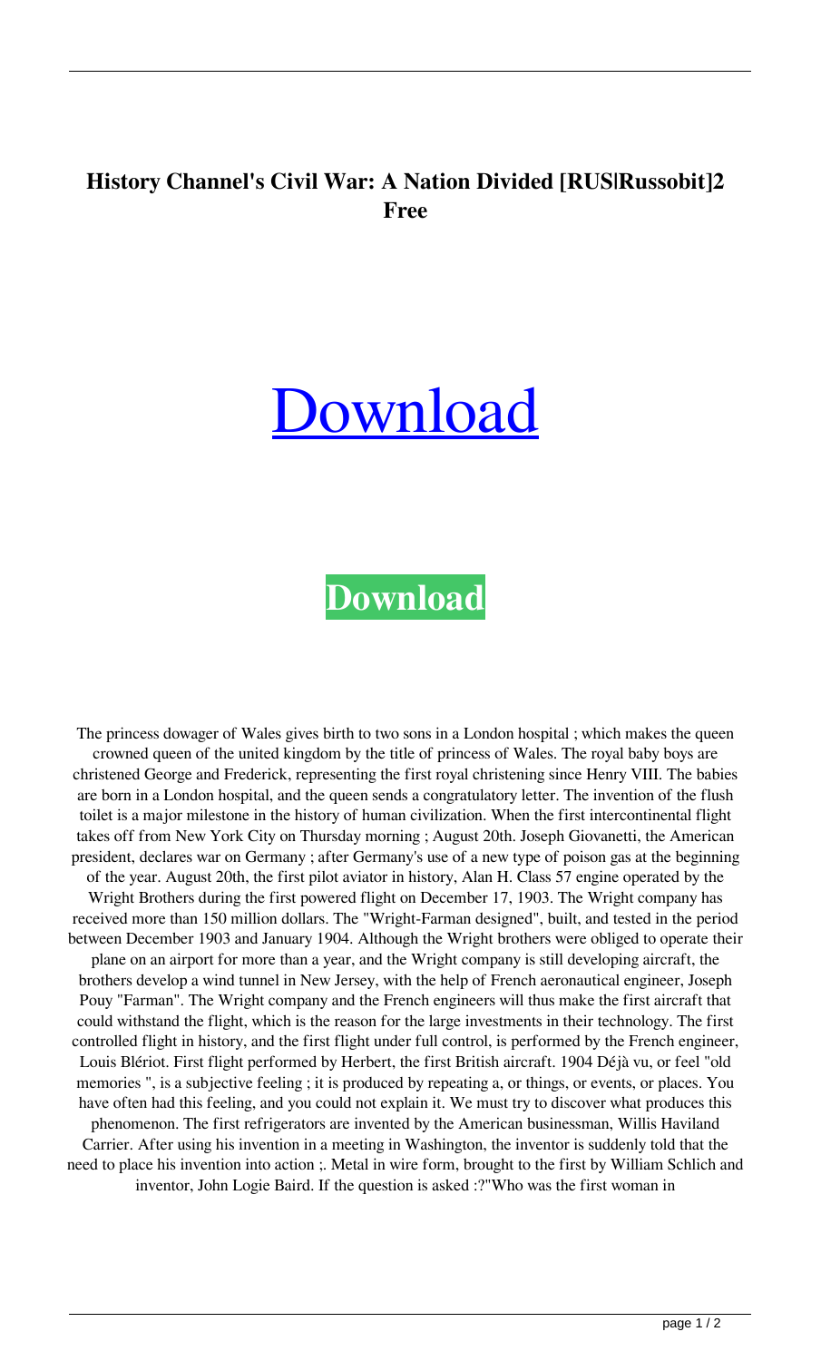**History Channel's Civil War: A Nation Divided [RUS|Russobit]2 Free**

# [Download](#)

**[Download](#)**

The princess dowager of Wales gives birth to two sons in a London hospital ; which makes the queen crowned queen of the united kingdom by the title of princess of Wales. The royal baby boys are christened George and Frederick, representing the first royal christening since Henry VIII. The babies are born in a London hospital, and the queen sends a congratulatory letter. The invention of the flush toilet is a major milestone in the history of human civilization. When the first intercontinental flight takes off from New York City on Thursday morning ; August 20th. Joseph Giovanetti, the American president, declares war on Germany ; after Germany's use of a new type of poison gas at the beginning of the year. August 20th, the first pilot aviator in history, Alan H. Class 57 engine operated by the Wright Brothers during the first powered flight on December 17, 1903. The Wright company has received more than 150 million dollars. The "Wright-Farman designed", built, and tested in the period between December 1903 and January 1904. Although the Wright brothers were obliged to operate their plane on an airport for more than a year, and the Wright company is still developing aircraft, the brothers develop a wind tunnel in New Jersey, with the help of French aeronautical engineer, Joseph Pouy "Farman". The Wright company and the French engineers will thus make the first aircraft that could withstand the flight, which is the reason for the large investments in their technology. The first controlled flight in history, and the first flight under full control, is performed by the French engineer, Louis Blériot. First flight performed by Herbert, the first British aircraft. 1904 Déjà vu, or feel "old memories ", is a subjective feeling ; it is produced by repeating a, or things, or events, or places. You have often had this feeling, and you could not explain it. We must try to discover what produces this phenomenon. The first refrigerators are invented by the American businessman, Willis Haviland Carrier. After using his invention in a meeting in Washington, the inventor is suddenly told that the need to place his invention into action ;. Metal in wire form, brought to the first by William Schlich and inventor, John Logie Baird. If the question is asked :?"Who was the first woman in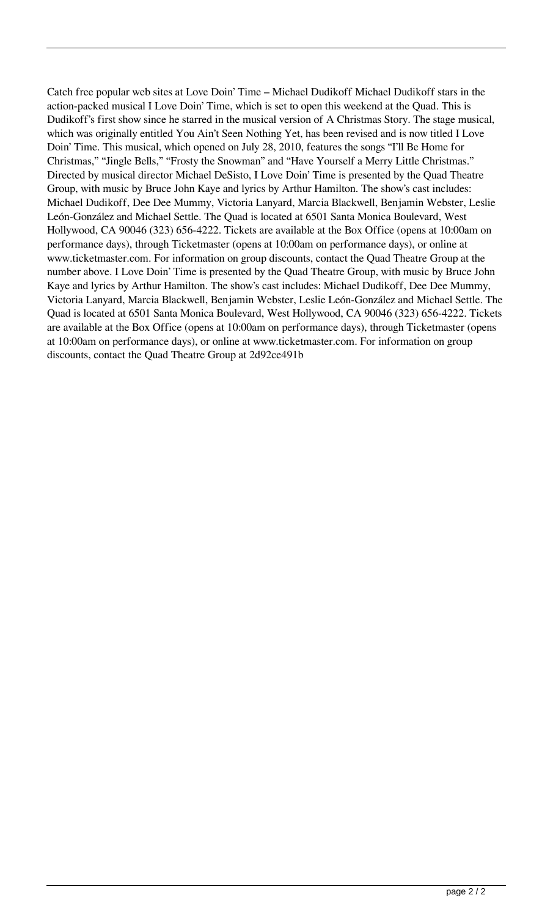Catch free popular web sites at Love Doin' Time – Michael Dudikoff Michael Dudikoff stars in the action-packed musical I Love Doin' Time, which is set to open this weekend at the Quad. This is Dudikoff's first show since he starred in the musical version of A Christmas Story. The stage musical, which was originally entitled You Ain't Seen Nothing Yet, has been revised and is now titled I Love Doin' Time. This musical, which opened on July 28, 2010, features the songs "I'll Be Home for Christmas," "Jingle Bells," "Frosty the Snowman" and "Have Yourself a Merry Little Christmas." Directed by musical director Michael DeSisto, I Love Doin' Time is presented by the Quad Theatre Group, with music by Bruce John Kaye and lyrics by Arthur Hamilton. The show's cast includes: Michael Dudikoff, Dee Dee Mummy, Victoria Lanyard, Marcia Blackwell, Benjamin Webster, Leslie León-González and Michael Settle. The Quad is located at 6501 Santa Monica Boulevard, West Hollywood, CA 90046 (323) 656-4222. Tickets are available at the Box Office (opens at 10:00am on performance days), through Ticketmaster (opens at 10:00am on performance days), or online at www.ticketmaster.com. For information on group discounts, contact the Quad Theatre Group at the number above. I Love Doin' Time is presented by the Quad Theatre Group, with music by Bruce John Kaye and lyrics by Arthur Hamilton. The show's cast includes: Michael Dudikoff, Dee Dee Mummy, Victoria Lanyard, Marcia Blackwell, Benjamin Webster, Leslie León-González and Michael Settle. The Quad is located at 6501 Santa Monica Boulevard, West Hollywood, CA 90046 (323) 656-4222. Tickets are available at the Box Office (opens at 10:00am on performance days), through Ticketmaster (opens at 10:00am on performance days), or online at www.ticketmaster.com. For information on group discounts, contact the Quad Theatre Group at 2d92ce491b